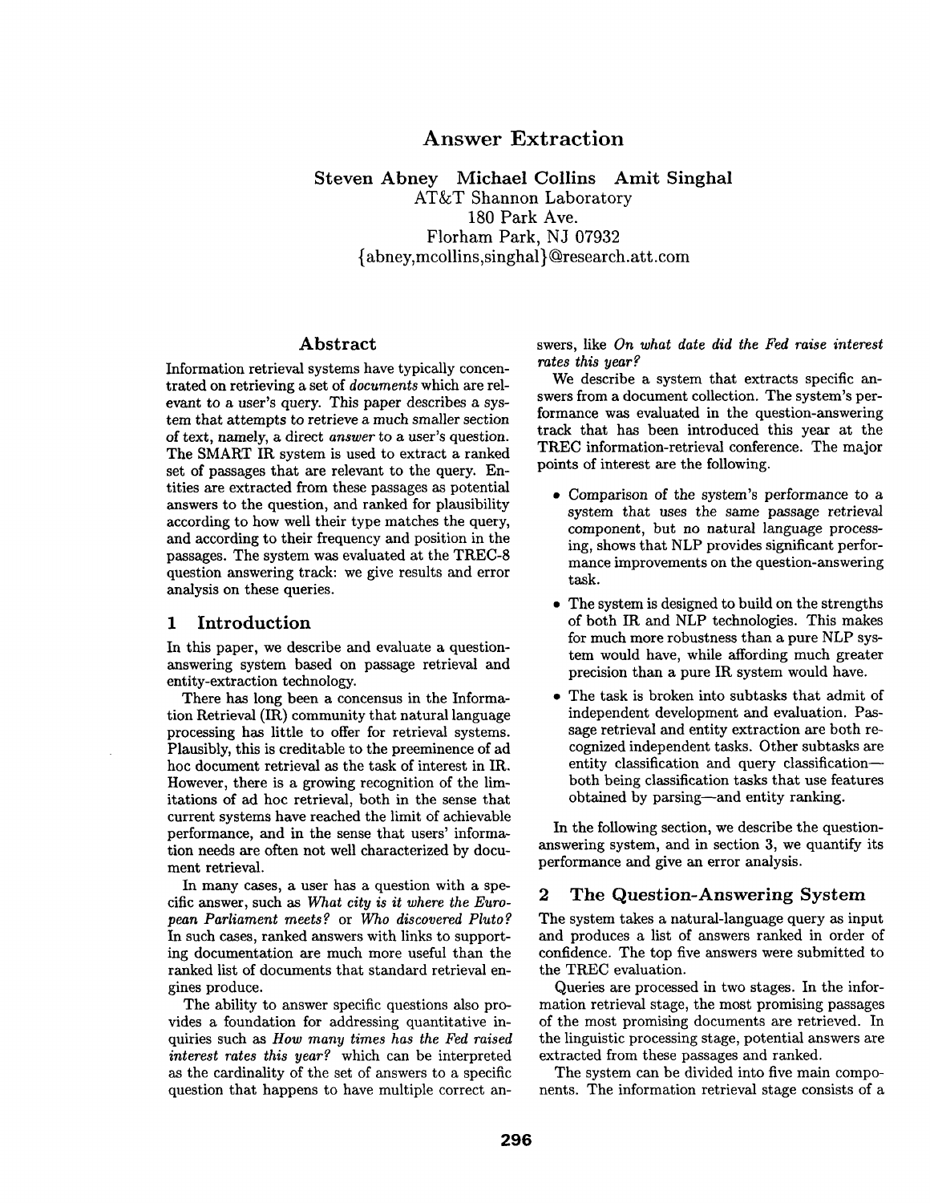# Answer Extraction

**Steven Abney Michael Collins Amit Singhal**
AT&T Shannon Laboratory
180 Park Ave.
Florham Park, NJ 07932
{abney,mcollins,singhal}@research.att.com

## Abstract

Information retrieval systems have typically concentrated on retrieving a set of *documents* which are relevant to a user's query. This paper describes a system that attempts to retrieve a much smaller section of text, namely, a direct *answer* to a user's question. The SMART IR system is used to extract a ranked set of passages that are relevant to the query. Entities are extracted from these passages as potential answers to the question, and ranked for plausibility according to how well their type matches the query, and according to their frequency and position in the passages. The system was evaluated at the TREC-8 question answering track: we give results and error analysis on these queries.

## 1 Introduction

In this paper, we describe and evaluate a question-answering system based on passage retrieval and entity-extraction technology.

There has long been a concensus in the Information Retrieval (IR) community that natural language processing has little to offer for retrieval systems. Plausibly, this is creditable to the preeminence of ad hoc document retrieval as the task of interest in IR. However, there is a growing recognition of the limitations of ad hoc retrieval, both in the sense that current systems have reached the limit of achievable performance, and in the sense that users' information needs are often not well characterized by document retrieval.

In many cases, a user has a question with a specific answer, such as *What city is it where the European Parliament meets?* or *Who discovered Pluto?* In such cases, ranked answers with links to supporting documentation are much more useful than the ranked list of documents that standard retrieval engines produce.

The ability to answer specific questions also provides a foundation for addressing quantitative inquiries such as *How many times has the Fed raised interest rates this year?* which can be interpreted as the cardinality of the set of answers to a specific question that happens to have multiple correct answers, like *On what date did the Fed raise interest rates this year?*

We describe a system that extracts specific answers from a document collection. The system's performance was evaluated in the question-answering track that has been introduced this year at the TREC information-retrieval conference. The major points of interest are the following.

- Comparison of the system's performance to a system that uses the same passage retrieval component, but no natural language processing, shows that NLP provides significant performance improvements on the question-answering task.
- The system is designed to build on the strengths of both IR and NLP technologies. This makes for much more robustness than a pure NLP system would have, while affording much greater precision than a pure IR system would have.
- The task is broken into subtasks that admit of independent development and evaluation. Passage retrieval and entity extraction are both recognized independent tasks. Other subtasks are entity classification and query classification—both being classification tasks that use features obtained by parsing—and entity ranking.

In the following section, we describe the question-answering system, and in section 3, we quantify its performance and give an error analysis.

## 2 The Question-Answering System

The system takes a natural-language query as input and produces a list of answers ranked in order of confidence. The top five answers were submitted to the TREC evaluation.

Queries are processed in two stages. In the information retrieval stage, the most promising passages of the most promising documents are retrieved. In the linguistic processing stage, potential answers are extracted from these passages and ranked.

The system can be divided into five main components. The information retrieval stage consists of a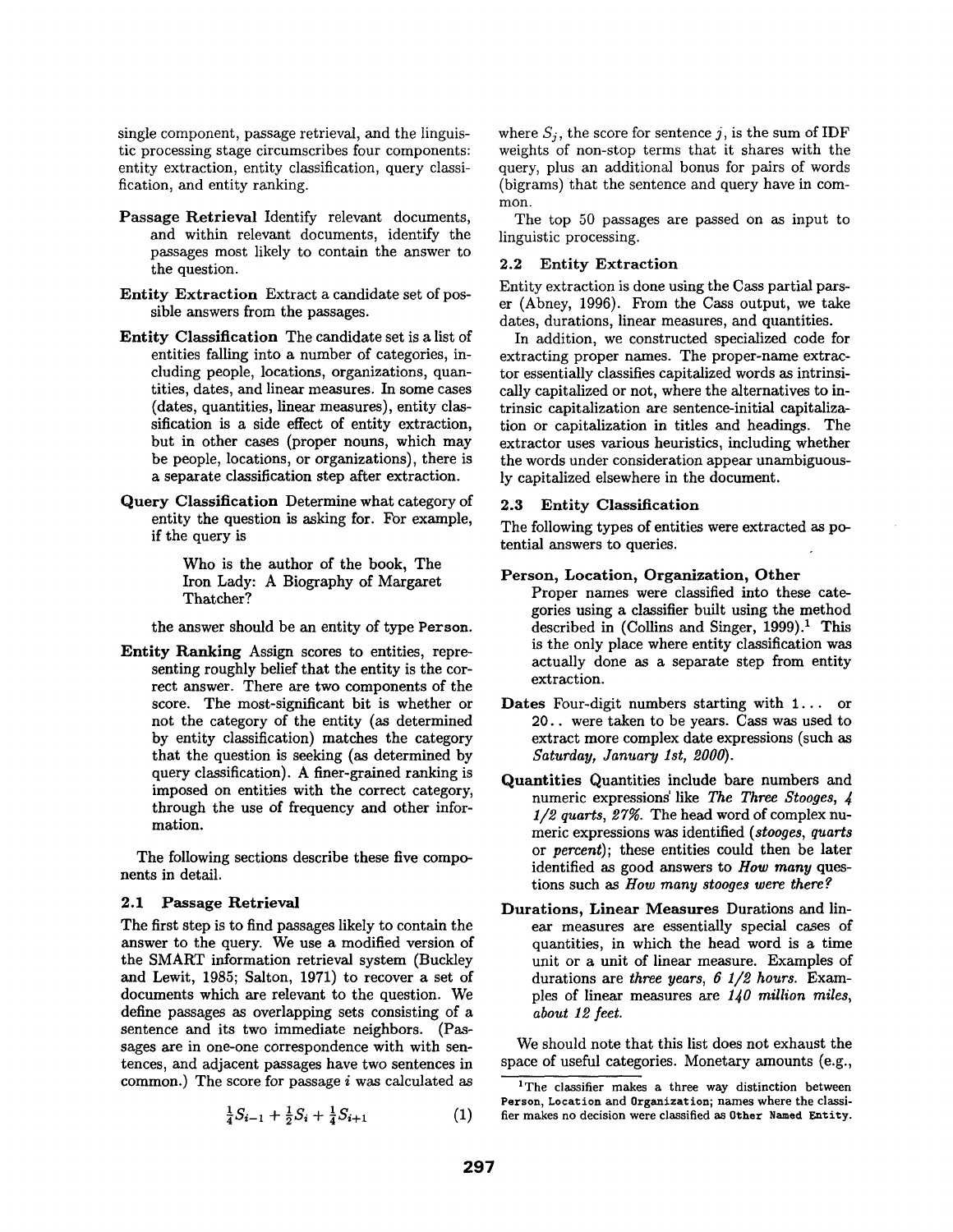single component, passage retrieval, and the linguistic processing stage circumscribes four components: entity extraction, entity classification, query classification, and entity ranking.

**Passage Retrieval** Identify relevant documents, and within relevant documents, identify the passages most likely to contain the answer to the question.

**Entity Extraction** Extract a candidate set of possible answers from the passages.

**Entity Classification** The candidate set is a list of entities falling into a number of categories, including people, locations, organizations, quantities, dates, and linear measures. In some cases (dates, quantities, linear measures), entity classification is a side effect of entity extraction, but in other cases (proper nouns, which may be people, locations, or organizations), there is a separate classification step after extraction.

**Query Classification** Determine what category of entity the question is asking for. For example, if the query is

> Who is the author of the book, The Iron Lady: A Biography of Margaret Thatcher?

the answer should be an entity of type `Person`.

**Entity Ranking** Assign scores to entities, representing roughly belief that the entity is the correct answer. There are two components of the score. The most-significant bit is whether or not the category of the entity (as determined by entity classification) matches the category that the question is seeking (as determined by query classification). A finer-grained ranking is imposed on entities with the correct category, through the use of frequency and other information.

The following sections describe these five components in detail.

### 2.1 Passage Retrieval

The first step is to find passages likely to contain the answer to the query. We use a modified version of the SMART information retrieval system (Buckley and Lewit, 1985; Salton, 1971) to recover a set of documents which are relevant to the question. We define passages as overlapping sets consisting of a sentence and its two immediate neighbors. (Passages are in one-one correspondence with with sentences, and adjacent passages have two sentences in common.) The score for passage $i$ was calculated as

$$\tfrac{1}{4}S_{i-1} + \tfrac{1}{2}S_i + \tfrac{1}{4}S_{i+1} \quad (1)$$

where $S_j$, the score for sentence $j$, is the sum of IDF weights of non-stop terms that it shares with the query, plus an additional bonus for pairs of words (bigrams) that the sentence and query have in common.

The top 50 passages are passed on as input to linguistic processing.

### 2.2 Entity Extraction

Entity extraction is done using the Cass partial parser (Abney, 1996). From the Cass output, we take dates, durations, linear measures, and quantities.

In addition, we constructed specialized code for extracting proper names. The proper-name extractor essentially classifies capitalized words as intrinsically capitalized or not, where the alternatives to intrinsic capitalization are sentence-initial capitalization or capitalization in titles and headings. The extractor uses various heuristics, including whether the words under consideration appear unambiguously capitalized elsewhere in the document.

### 2.3 Entity Classification

The following types of entities were extracted as potential answers to queries.

**Person, Location, Organization, Other**
Proper names were classified into these categories using a classifier built using the method described in (Collins and Singer, 1999).[1] This is the only place where entity classification was actually done as a separate step from entity extraction.

**Dates** Four-digit numbers starting with `1...` or `20..` were taken to be years. Cass was used to extract more complex date expressions (such as *Saturday, January 1st, 2000*).

**Quantities** Quantities include bare numbers and numeric expressions like *The Three Stooges*, *4 1/2 quarts*, *27%*. The head word of complex numeric expressions was identified (*stooges*, *quarts* or *percent*); these entities could then be later identified as good answers to *How many* questions such as *How many stooges were there?*

**Durations, Linear Measures** Durations and linear measures are essentially special cases of quantities, in which the head word is a time unit or a unit of linear measure. Examples of durations are *three years*, *6 1/2 hours*. Examples of linear measures are *140 million miles*, *about 12 feet*.

We should note that this list does not exhaust the space of useful categories. Monetary amounts (e.g.,

[1] The classifier makes a three way distinction between `Person`, `Location` and `Organization`; names where the classifier makes no decision were classified as `Other Named Entity`.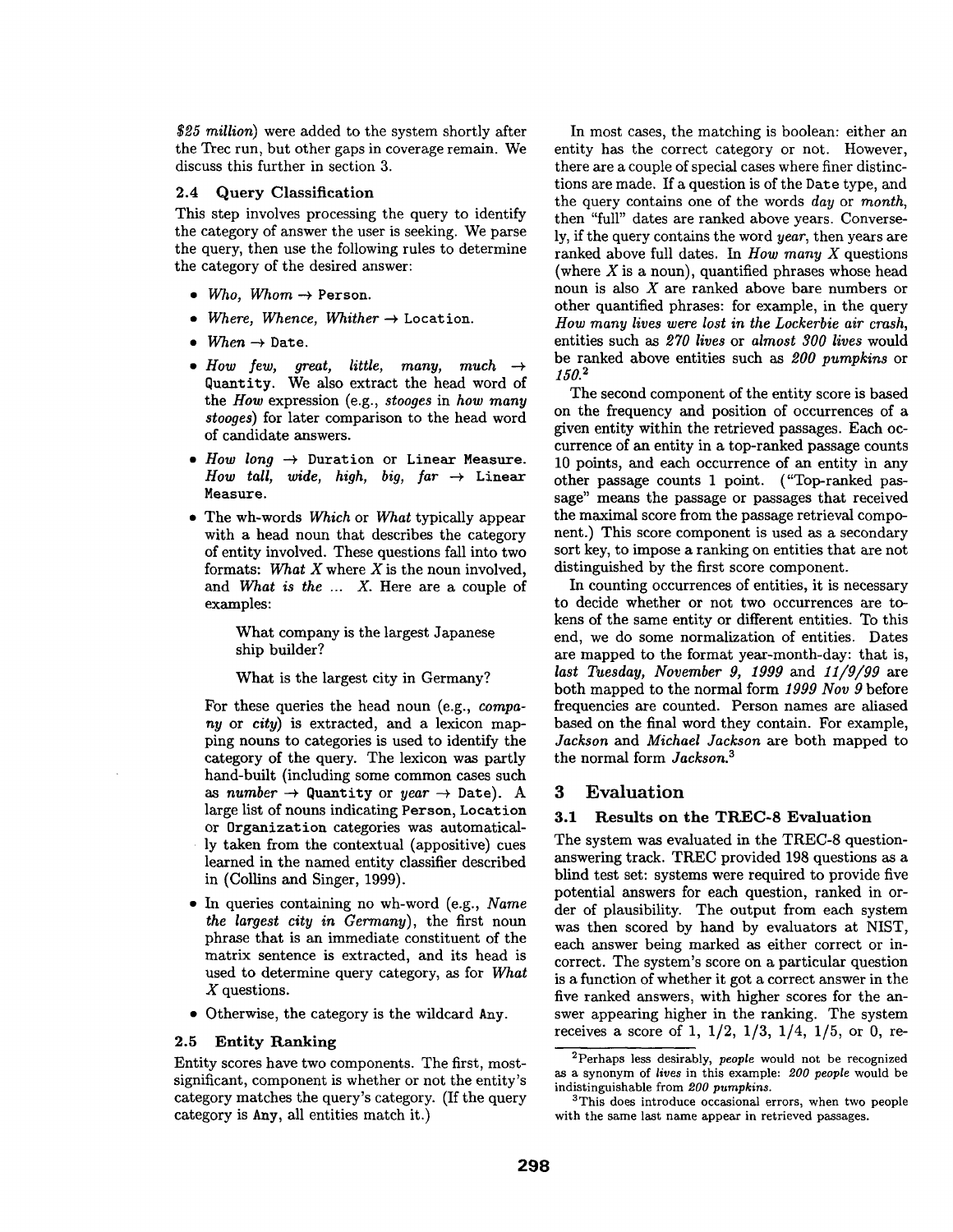*$25 million*) were added to the system shortly after the Trec run, but other gaps in coverage remain. We discuss this further in section 3.

### 2.4 Query Classification

This step involves processing the query to identify the category of answer the user is seeking. We parse the query, then use the following rules to determine the category of the desired answer:

- *Who, Whom* → `Person`.
- *Where, Whence, Whither* → `Location`.
- *When* → `Date`.
- *How few, great, little, many, much* → `Quantity`. We also extract the head word of the *How* expression (e.g., *stooges* in *how many stooges*) for later comparison to the head word of candidate answers.
- *How long* → `Duration` or `Linear Measure`. *How tall, wide, high, big, far* → `Linear Measure`.
- The wh-words *Which* or *What* typically appear with a head noun that describes the category of entity involved. These questions fall into two formats: *What X* where *X* is the noun involved, and *What is the ... X*. Here are a couple of examples:

  > What company is the largest Japanese ship builder?
  >
  > What is the largest city in Germany?

  For these queries the head noun (e.g., *company* or *city*) is extracted, and a lexicon mapping nouns to categories is used to identify the category of the query. The lexicon was partly hand-built (including some common cases such as *number* → `Quantity` or *year* → `Date`). A large list of nouns indicating `Person`, `Location` or `Organization` categories was automatically taken from the contextual (appositive) cues learned in the named entity classifier described in (Collins and Singer, 1999).
- In queries containing no wh-word (e.g., *Name the largest city in Germany*), the first noun phrase that is an immediate constituent of the matrix sentence is extracted, and its head is used to determine query category, as for *What X* questions.
- Otherwise, the category is the wildcard `Any`.

### 2.5 Entity Ranking

Entity scores have two components. The first, most-significant, component is whether or not the entity's category matches the query's category. (If the query category is `Any`, all entities match it.)

In most cases, the matching is boolean: either an entity has the correct category or not. However, there are a couple of special cases where finer distinctions are made. If a question is of the `Date` type, and the query contains one of the words *day* or *month*, then "full" dates are ranked above years. Conversely, if the query contains the word *year*, then years are ranked above full dates. In *How many X* questions (where *X* is a noun), quantified phrases whose head noun is also *X* are ranked above bare numbers or other quantified phrases: for example, in the query *How many lives were lost in the Lockerbie air crash*, entities such as *270 lives* or *almost 300 lives* would be ranked above entities such as *200 pumpkins* or *150*.[2]

The second component of the entity score is based on the frequency and position of occurrences of a given entity within the retrieved passages. Each occurrence of an entity in a top-ranked passage counts 10 points, and each occurrence of an entity in any other passage counts 1 point. ("Top-ranked passage" means the passage or passages that received the maximal score from the passage retrieval component.) This score component is used as a secondary sort key, to impose a ranking on entities that are not distinguished by the first score component.

In counting occurrences of entities, it is necessary to decide whether or not two occurrences are tokens of the same entity or different entities. To this end, we do some normalization of entities. Dates are mapped to the format year-month-day: that is, *last Tuesday, November 9, 1999* and *11/9/99* are both mapped to the normal form *1999 Nov 9* before frequencies are counted. Person names are aliased based on the final word they contain. For example, *Jackson* and *Michael Jackson* are both mapped to the normal form *Jackson*.[3]

## 3 Evaluation

### 3.1 Results on the TREC-8 Evaluation

The system was evaluated in the TREC-8 question-answering track. TREC provided 198 questions as a blind test set: systems were required to provide five potential answers for each question, ranked in order of plausibility. The output from each system was then scored by hand by evaluators at NIST, each answer being marked as either correct or incorrect. The system's score on a particular question is a function of whether it got a correct answer in the five ranked answers, with higher scores for the answer appearing higher in the ranking. The system receives a score of 1, 1/2, 1/3, 1/4, 1/5, or 0, re-

---

[2] Perhaps less desirably, *people* would not be recognized as a synonym of *lives* in this example: *200 people* would be indistinguishable from *200 pumpkins*.

[3] This does introduce occasional errors, when two people with the same last name appear in retrieved passages.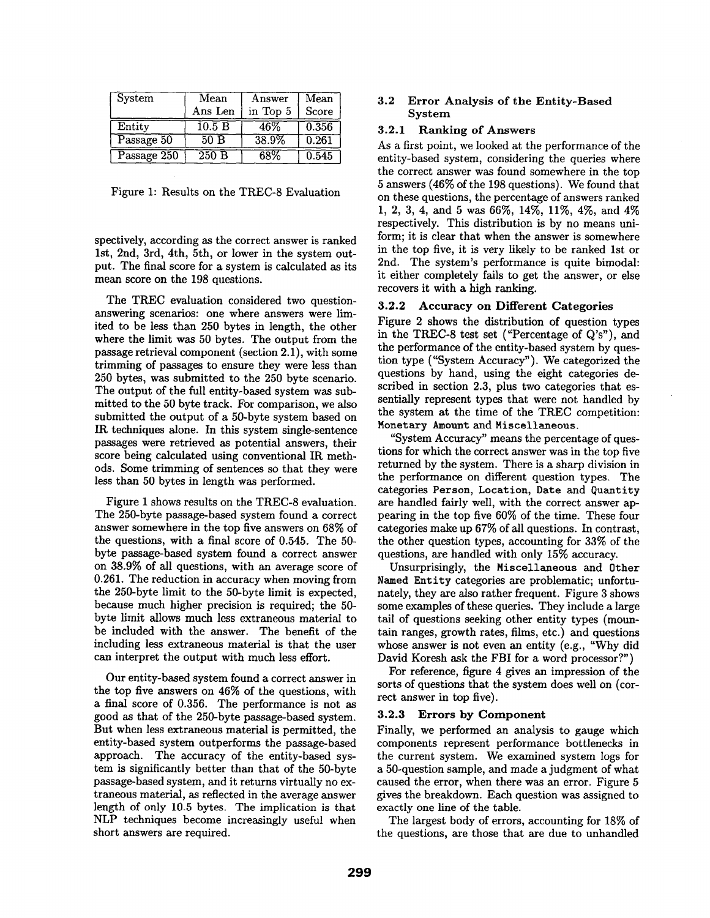| System | Mean Ans Len | Answer in Top 5 | Mean Score |
|---|---|---|---|
| Entity | 10.5 B | 46% | 0.356 |
| Passage 50 | 50 B | 38.9% | 0.261 |
| Passage 250 | 250 B | 68% | 0.545 |

Figure 1: Results on the TREC-8 Evaluation

spectively, according as the correct answer is ranked 1st, 2nd, 3rd, 4th, 5th, or lower in the system output. The final score for a system is calculated as its mean score on the 198 questions.

The TREC evaluation considered two question-answering scenarios: one where answers were limited to be less than 250 bytes in length, the other where the limit was 50 bytes. The output from the passage retrieval component (section 2.1), with some trimming of passages to ensure they were less than 250 bytes, was submitted to the 250 byte scenario. The output of the full entity-based system was submitted to the 50 byte track. For comparison, we also submitted the output of a 50-byte system based on IR techniques alone. In this system single-sentence passages were retrieved as potential answers, their score being calculated using conventional IR methods. Some trimming of sentences so that they were less than 50 bytes in length was performed.

Figure 1 shows results on the TREC-8 evaluation. The 250-byte passage-based system found a correct answer somewhere in the top five answers on 68% of the questions, with a final score of 0.545. The 50-byte passage-based system found a correct answer on 38.9% of all questions, with an average score of 0.261. The reduction in accuracy when moving from the 250-byte limit to the 50-byte limit is expected, because much higher precision is required; the 50-byte limit allows much less extraneous material to be included with the answer. The benefit of the including less extraneous material is that the user can interpret the output with much less effort.

Our entity-based system found a correct answer in the top five answers on 46% of the questions, with a final score of 0.356. The performance is not as good as that of the 250-byte passage-based system. But when less extraneous material is permitted, the entity-based system outperforms the passage-based approach. The accuracy of the entity-based system is significantly better than that of the 50-byte passage-based system, and it returns virtually no extraneous material, as reflected in the average answer length of only 10.5 bytes. The implication is that NLP techniques become increasingly useful when short answers are required.

## 3.2 Error Analysis of the Entity-Based System

### 3.2.1 Ranking of Answers

As a first point, we looked at the performance of the entity-based system, considering the queries where the correct answer was found somewhere in the top 5 answers (46% of the 198 questions). We found that on these questions, the percentage of answers ranked 1, 2, 3, 4, and 5 was 66%, 14%, 11%, 4%, and 4% respectively. This distribution is by no means uniform; it is clear that when the answer is somewhere in the top five, it is very likely to be ranked 1st or 2nd. The system's performance is quite bimodal: it either completely fails to get the answer, or else recovers it with a high ranking.

### 3.2.2 Accuracy on Different Categories

Figure 2 shows the distribution of question types in the TREC-8 test set ("Percentage of Q's"), and the performance of the entity-based system by question type ("System Accuracy"). We categorized the questions by hand, using the eight categories described in section 2.3, plus two categories that essentially represent types that were not handled by the system at the time of the TREC competition: `Monetary Amount` and `Miscellaneous`.

"System Accuracy" means the percentage of questions for which the correct answer was in the top five returned by the system. There is a sharp division in the performance on different question types. The categories `Person`, `Location`, `Date` and `Quantity` are handled fairly well, with the correct answer appearing in the top five 60% of the time. These four categories make up 67% of all questions. In contrast, the other question types, accounting for 33% of the questions, are handled with only 15% accuracy.

Unsurprisingly, the `Miscellaneous` and `Other Named Entity` categories are problematic; unfortunately, they are also rather frequent. Figure 3 shows some examples of these queries. They include a large tail of questions seeking other entity types (mountain ranges, growth rates, films, etc.) and questions whose answer is not even an entity (e.g., "Why did David Koresh ask the FBI for a word processor?")

For reference, figure 4 gives an impression of the sorts of questions that the system does well on (correct answer in top five).

### 3.2.3 Errors by Component

Finally, we performed an analysis to gauge which components represent performance bottlenecks in the current system. We examined system logs for a 50-question sample, and made a judgment of what caused the error, when there was an error. Figure 5 gives the breakdown. Each question was assigned to exactly one line of the table.

The largest body of errors, accounting for 18% of the questions, are those that are due to unhandled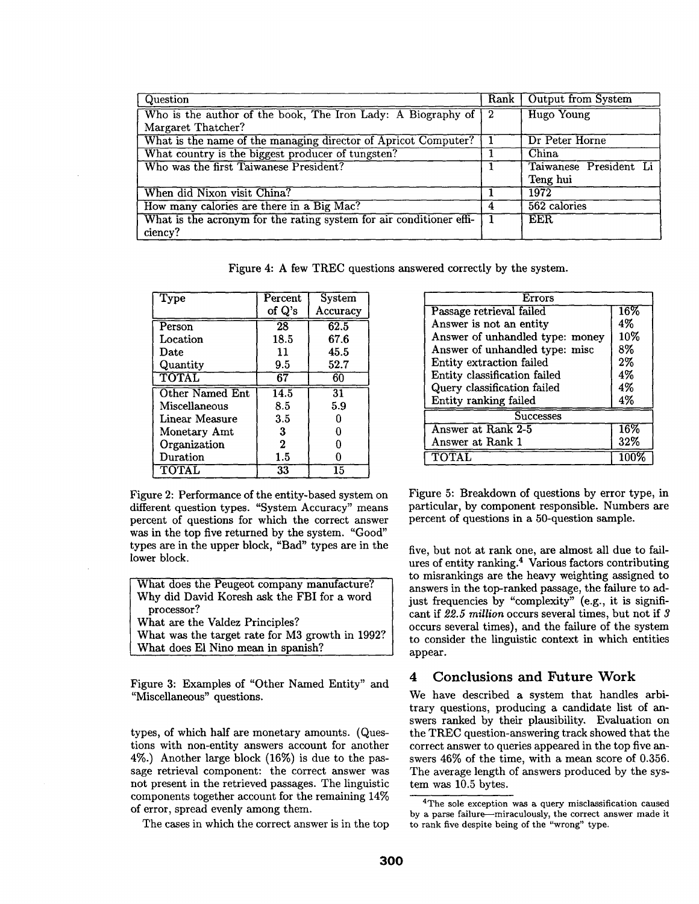| Question | Rank | Output from System |
|---|---|---|
| Who is the author of the book, The Iron Lady: A Biography of Margaret Thatcher? | 2 | Hugo Young |
| What is the name of the managing director of Apricot Computer? | 1 | Dr Peter Horne |
| What country is the biggest producer of tungsten? | 1 | China |
| Who was the first Taiwanese President? | 1 | Taiwanese President Li Teng hui |
| When did Nixon visit China? | 1 | 1972 |
| How many calories are there in a Big Mac? | 4 | 562 calories |
| What is the acronym for the rating system for air conditioner efficiency? | 1 | EER |

Figure 4: A few TREC questions answered correctly by the system.

| Type | Percent of Q's | System Accuracy |
|---|---|---|
| Person | 28 | 62.5 |
| Location | 18.5 | 67.6 |
| Date | 11 | 45.5 |
| Quantity | 9.5 | 52.7 |
| TOTAL | 67 | 60 |
| Other Named Ent | 14.5 | 31 |
| Miscellaneous | 8.5 | 5.9 |
| Linear Measure | 3.5 | 0 |
| Monetary Amt | 3 | 0 |
| Organization | 2 | 0 |
| Duration | 1.5 | 0 |
| TOTAL | 33 | 15 |

Figure 2: Performance of the entity-based system on different question types. "System Accuracy" means percent of questions for which the correct answer was in the top five returned by the system. "Good" types are in the upper block, "Bad" types are in the lower block.

| |
|---|
| What does the Peugeot company manufacture? |
| Why did David Koresh ask the FBI for a word processor? |
| What are the Valdez Principles? |
| What was the target rate for M3 growth in 1992? |
| What does El Nino mean in spanish? |

Figure 3: Examples of "Other Named Entity" and "Miscellaneous" questions.

types, of which half are monetary amounts. (Questions with non-entity answers account for another 4%.) Another large block (16%) is due to the passage retrieval component: the correct answer was not present in the retrieved passages. The linguistic components together account for the remaining 14% of error, spread evenly among them.

The cases in which the correct answer is in the top five, but not at rank one, are almost all due to failures of entity ranking.[4] Various factors contributing to misrankings are the heavy weighting assigned to answers in the top-ranked passage, the failure to adjust frequencies by "complexity" (e.g., it is significant if *22.5 million* occurs several times, but not if *3* occurs several times), and the failure of the system to consider the linguistic context in which entities appear.

| Errors | |
|---|---|
| Passage retrieval failed | 16% |
| Answer is not an entity | 4% |
| Answer of unhandled type: money | 10% |
| Answer of unhandled type: misc | 8% |
| Entity extraction failed | 2% |
| Entity classification failed | 4% |
| Query classification failed | 4% |
| Entity ranking failed | 4% |
| **Successes** | |
| Answer at Rank 2-5 | 16% |
| Answer at Rank 1 | 32% |
| TOTAL | 100% |

Figure 5: Breakdown of questions by error type, in particular, by component responsible. Numbers are percent of questions in a 50-question sample.

## 4 Conclusions and Future Work

We have described a system that handles arbitrary questions, producing a candidate list of answers ranked by their plausibility. Evaluation on the TREC question-answering track showed that the correct answer to queries appeared in the top five answers 46% of the time, with a mean score of 0.356. The average length of answers produced by the system was 10.5 bytes.

[4]The sole exception was a query misclassification caused by a parse failure—miraculously, the correct answer made it to rank five despite being of the "wrong" type.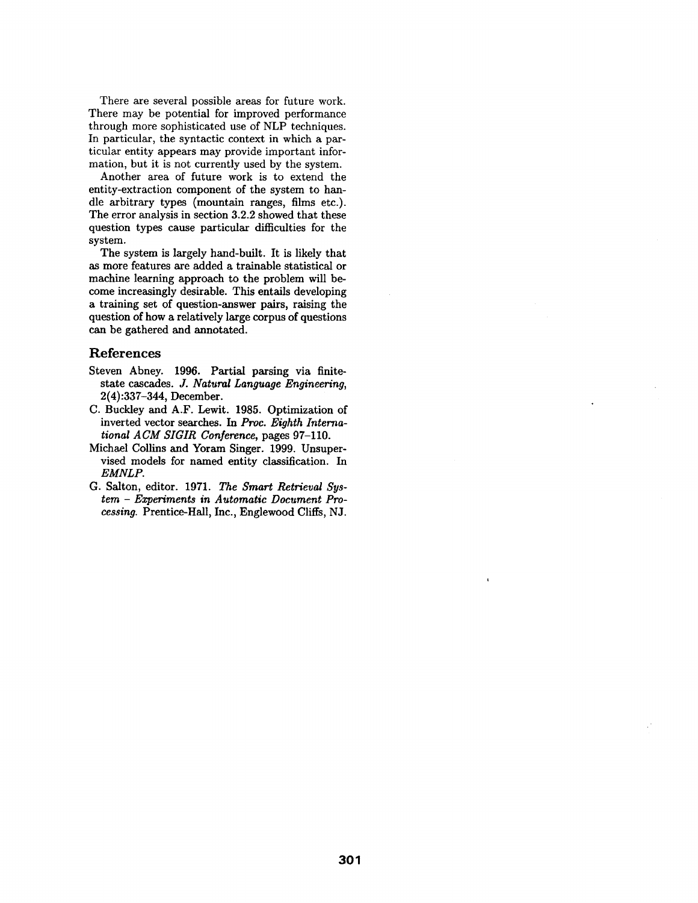There are several possible areas for future work. There may be potential for improved performance through more sophisticated use of NLP techniques. In particular, the syntactic context in which a particular entity appears may provide important information, but it is not currently used by the system.

Another area of future work is to extend the entity-extraction component of the system to handle arbitrary types (mountain ranges, films etc.). The error analysis in section 3.2.2 showed that these question types cause particular difficulties for the system.

The system is largely hand-built. It is likely that as more features are added a trainable statistical or machine learning approach to the problem will become increasingly desirable. This entails developing a training set of question-answer pairs, raising the question of how a relatively large corpus of questions can be gathered and annotated.

## References

Steven Abney. 1996. Partial parsing via finite-state cascades. *J. Natural Language Engineering*, 2(4):337–344, December.

C. Buckley and A.F. Lewit. 1985. Optimization of inverted vector searches. In *Proc. Eighth International ACM SIGIR Conference*, pages 97–110.

Michael Collins and Yoram Singer. 1999. Unsupervised models for named entity classification. In *EMNLP*.

G. Salton, editor. 1971. *The Smart Retrieval System – Experiments in Automatic Document Processing.* Prentice-Hall, Inc., Englewood Cliffs, NJ.